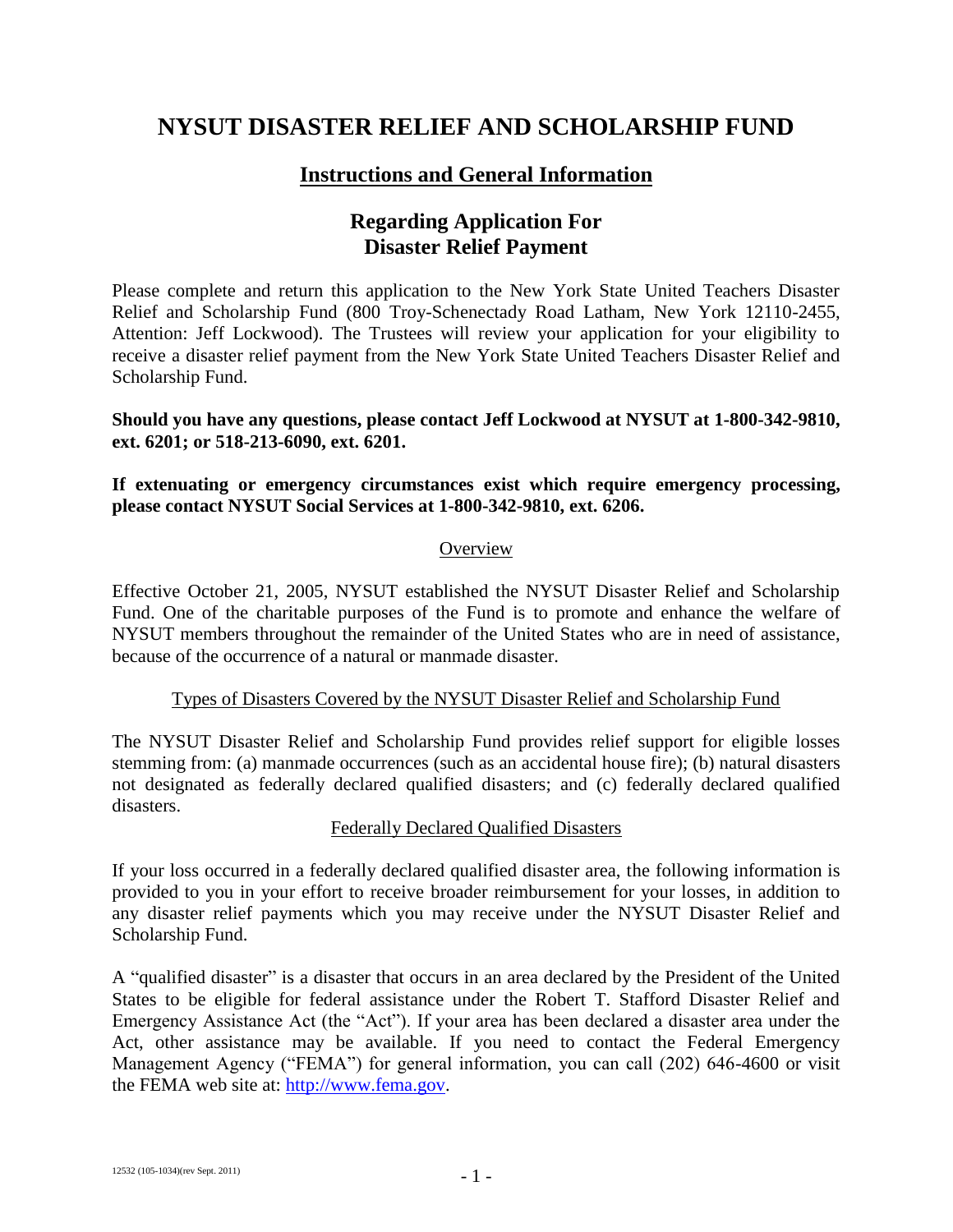# NYSUT DISASTER RELIEF AND SCHOLARSHIP FUND

## Instructions and General Information

## Regarding Application For Disaster Relief Payment

Please complete and return this application to the New York State United Teachers Disaster Relief and Scholarship Fund (800 Troy-Schenectady Road Latham, New York 12110-2455, Attention: Jeff Lockwood). The Trustees will review your application for your eligibility to receive a disaster relief payment from the New York State United Teachers Disaster Relief and Scholarship Fund.

**Should you have any questions, please contact Jeff Lockwood at NYSUT at 1-800-342-9810, ext. 6201; or 518-213-6090, ext. 6201.**

**If extenuating or emergency circumstances exist which require emergency processing, please contact NYSUT Social Services at 1-800-342-9810, ext. 6206.**

### Overview

Effective October 21, 2005, NYSUT established the NYSUT Disaster Relief and Scholarship Fund. One of the charitable purposes of the Fund is to promote and enhance the welfare of NYSUT members throughout the remainder of the United States who are in need of assistance, because of the occurrence of a natural or manmade disaster.

### Types of Disasters Covered by the NYSUT Disaster Relief and Scholarship Fund

The NYSUT Disaster Relief and Scholarship Fund provides relief support for eligible losses stemming from: (a) manmade occurrences (such as an accidental house fire); (b) natural disasters not designated as federally declared qualified disasters; and (c) federally declared qualified disasters.

### Federally Declared Qualified Disasters

If your loss occurred in a federally declared qualified disaster area, the following information is provided to you in your effort to receive broader reimbursement for your losses, in addition to any disaster relief payments which you may receive under the NYSUT Disaster Relief and Scholarship Fund.

A "qualified disaster" is a disaster that occurs in an area declared by the President of the United States to be eligible for federal assistance under the Robert T. Stafford Disaster Relief and Emergency Assistance Act (the "Act"). If your area has been declared a disaster area under the Act, other assistance may be available. If you need to contact the Federal Emergency Management Agency ("FEMA") for general information, you can call (202) 646-4600 or visit the FEMA web site at: http://www.fema.gov.

12532 (105-1034)(rev Sept. 2011)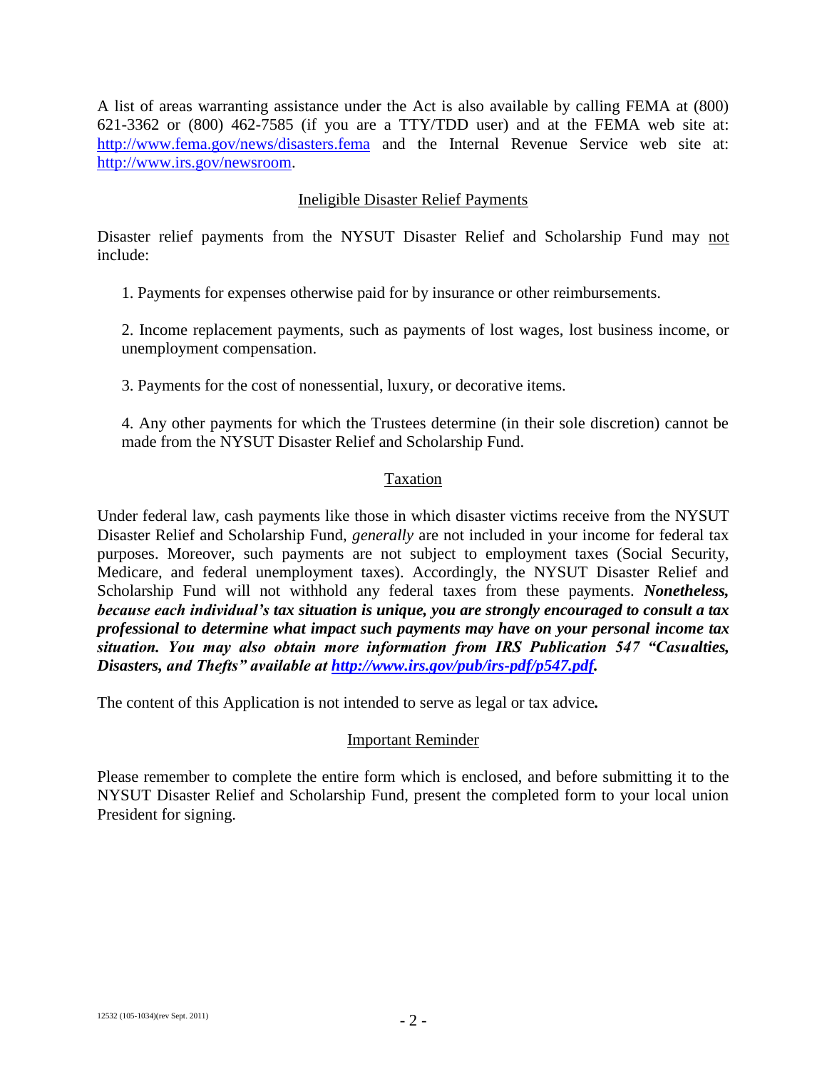A list of areas warranting assistance under the Act is also available by calling FEMA at (800) 621-3362 or (800) 462-7585 (if you are a TTY/TDD user) and at the FEMA web site at: http://www.fema.gov/news/disasters.fema and the Internal Revenue Service web site at: http://www.irs.gov/newsroom.

## Ineligible Disaster Relief Payments

Disaster relief payments from the NYSUT Disaster Relief and Scholarship Fund may not include:

1. Payments for expenses otherwise paid for by insurance or other reimbursements.

2. Income replacement payments, such as payments of lost wages, lost business income, or unemployment compensation.

3. Payments for the cost of nonessential, luxury, or decorative items.

4. Any other payments for which the Trustees determine (in their sole discretion) cannot be made from the NYSUT Disaster Relief and Scholarship Fund.

## Taxation

Under federal law, cash payments like those in which disaster victims receive from the NYSUT Disaster Relief and Scholarship Fund, *generally* are not included in your income for federal tax purposes. Moreover, such payments are not subject to employment taxes (Social Security, Medicare, and federal unemployment taxes). Accordingly, the NYSUT Disaster Relief and Scholarship Fund will not withhold any federal taxes from these payments. ***Nonetheless, because each individual's tax situation is unique, you are strongly encouraged to consult a tax professional to determine what impact such payments may have on your personal income tax situation. You may also obtain more information from IRS Publication 547 "Casualties, Disasters, and Thefts" available at http://www.irs.gov/pub/irs-pdf/p547.pdf.***

The content of this Application is not intended to serve as legal or tax advice**.**

## Important Reminder

Please remember to complete the entire form which is enclosed, and before submitting it to the NYSUT Disaster Relief and Scholarship Fund, present the completed form to your local union President for signing.

12532 (105-1034)(rev Sept. 2011)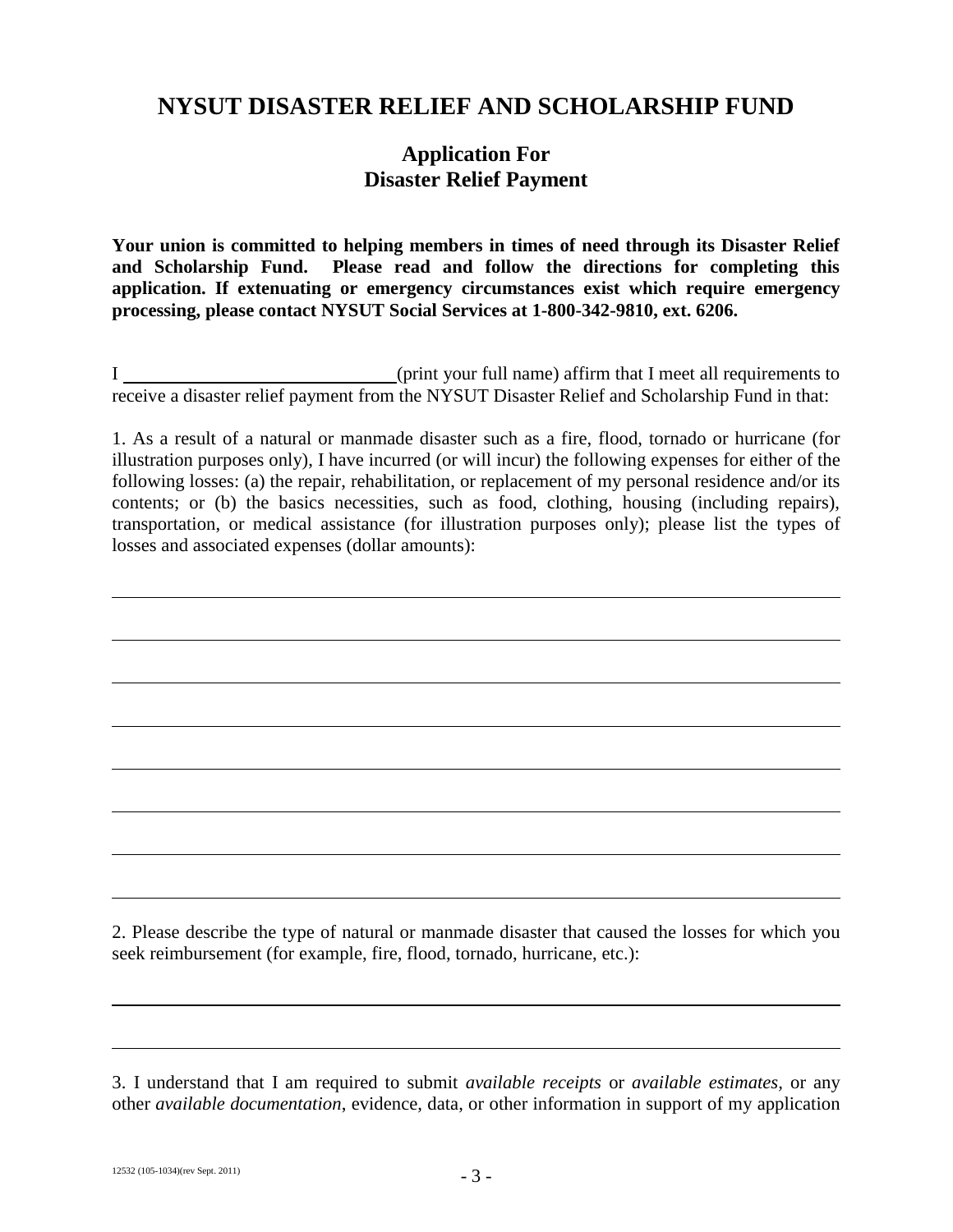# NYSUT DISASTER RELIEF AND SCHOLARSHIP FUND

## Application For
## Disaster Relief Payment

**Your union is committed to helping members in times of need through its Disaster Relief and Scholarship Fund. Please read and follow the directions for completing this application. If extenuating or emergency circumstances exist which require emergency processing, please contact NYSUT Social Services at 1-800-342-9810, ext. 6206.**

I ______________________________ (print your full name) affirm that I meet all requirements to receive a disaster relief payment from the NYSUT Disaster Relief and Scholarship Fund in that:

1. As a result of a natural or manmade disaster such as a fire, flood, tornado or hurricane (for illustration purposes only), I have incurred (or will incur) the following expenses for either of the following losses: (a) the repair, rehabilitation, or replacement of my personal residence and/or its contents; or (b) the basics necessities, such as food, clothing, housing (including repairs), transportation, or medical assistance (for illustration purposes only); please list the types of losses and associated expenses (dollar amounts):

______________________________________________________________________________

______________________________________________________________________________

______________________________________________________________________________

______________________________________________________________________________

______________________________________________________________________________

______________________________________________________________________________

______________________________________________________________________________

______________________________________________________________________________

2. Please describe the type of natural or manmade disaster that caused the losses for which you seek reimbursement (for example, fire, flood, tornado, hurricane, etc.):

______________________________________________________________________________

______________________________________________________________________________

3. I understand that I am required to submit *available receipts* or *available estimates,* or any other *available documentation*, evidence, data, or other information in support of my application

12532 (105-1034)(rev Sept. 2011)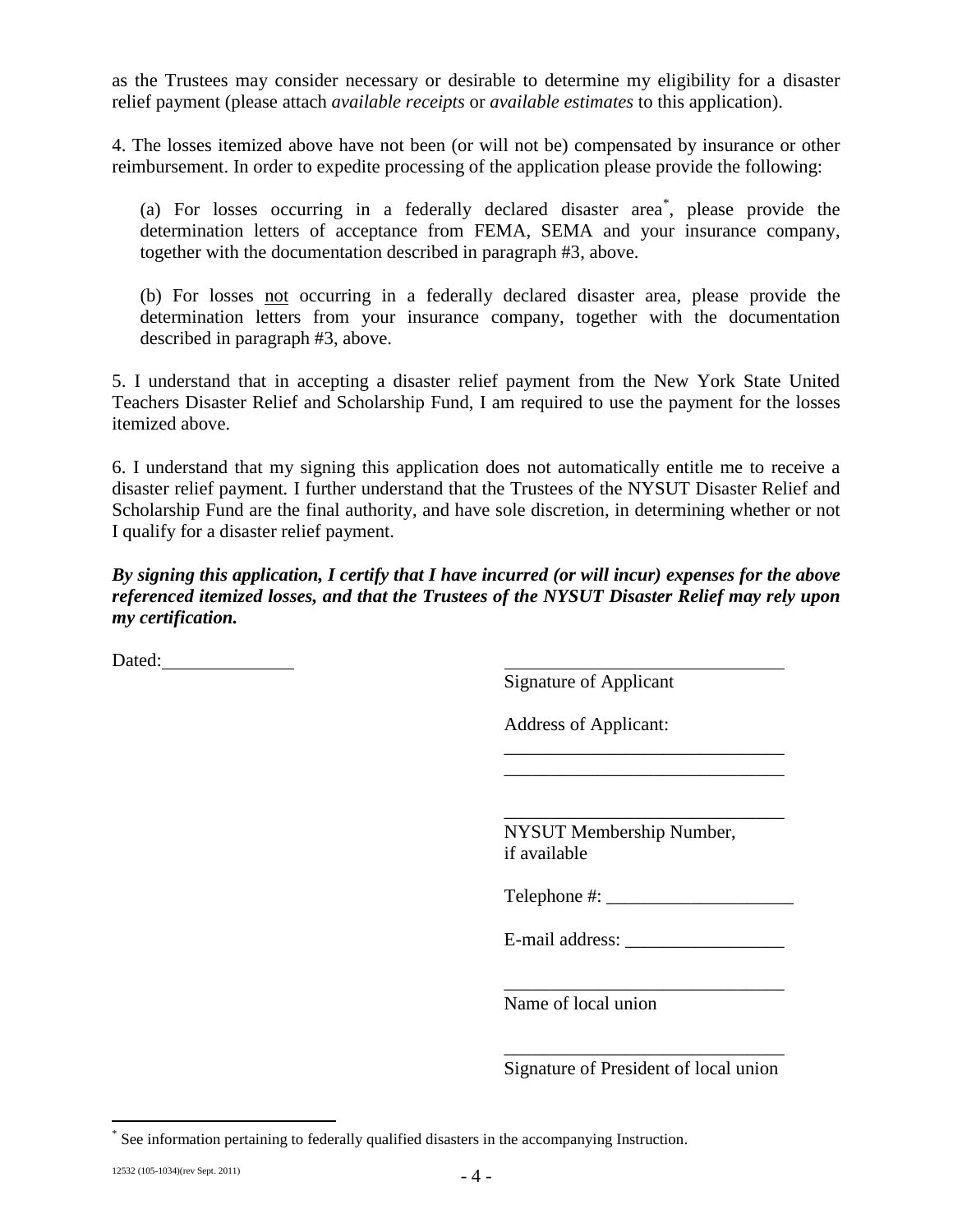as the Trustees may consider necessary or desirable to determine my eligibility for a disaster relief payment (please attach *available receipts* or *available estimates* to this application).

4. The losses itemized above have not been (or will not be) compensated by insurance or other reimbursement. In order to expedite processing of the application please provide the following:

> (a) For losses occurring in a federally declared disaster area*, please provide the determination letters of acceptance from FEMA, SEMA and your insurance company, together with the documentation described in paragraph #3, above.
>
> (b) For losses not occurring in a federally declared disaster area, please provide the determination letters from your insurance company, together with the documentation described in paragraph #3, above.

5. I understand that in accepting a disaster relief payment from the New York State United Teachers Disaster Relief and Scholarship Fund, I am required to use the payment for the losses itemized above.

6. I understand that my signing this application does not automatically entitle me to receive a disaster relief payment. I further understand that the Trustees of the NYSUT Disaster Relief and Scholarship Fund are the final authority, and have sole discretion, in determining whether or not I qualify for a disaster relief payment.

***By signing this application, I certify that I have incurred (or will incur) expenses for the above referenced itemized losses, and that the Trustees of the NYSUT Disaster Relief may rely upon my certification.***

Dated:______________

______________________________
Signature of Applicant

Address of Applicant:

______________________________

______________________________

______________________________
NYSUT Membership Number, if available

Telephone #: ____________________

E-mail address: _________________

______________________________
Name of local union

______________________________
Signature of President of local union

---

* See information pertaining to federally qualified disasters in the accompanying Instruction.

12532 (105-1034)(rev Sept. 2011)